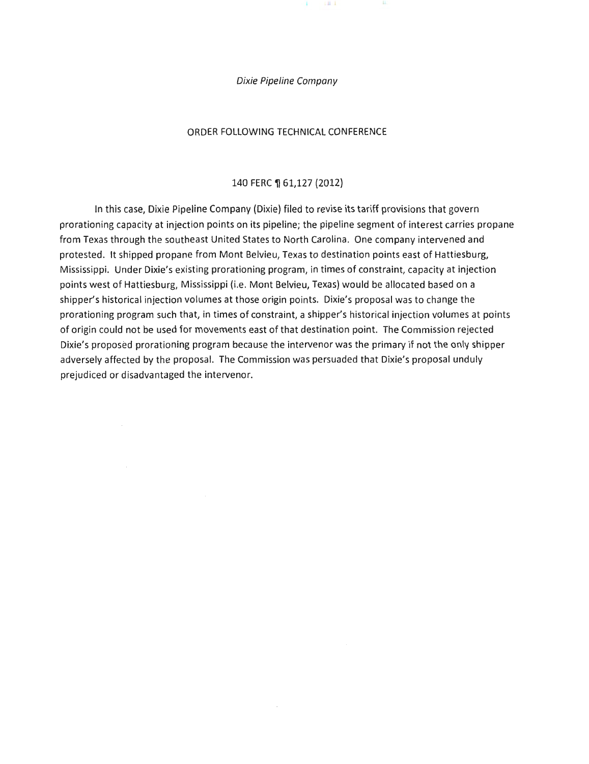*Dixie Pipeline Company*

ORDER FOLLOWING TECHNICAL CONFERENCE

140 FERC ¶ 61,127 (2012)

In this case, Dixie Pipeline Company (Dixie) filed to revise its tariff provisions that govern prorationing capacity at injection points on its pipeline; the pipeline segment of interest carries propane from Texas through the southeast United States to North Carolina. One company intervened and protested. It shipped propane from Mont Belvieu, Texas to destination points east of Hattiesburg, Mississippi. Under Dixie's existing prorationing program, in times of constraint, capacity at injection points west of Hattiesburg, Mississippi (i.e. Mont Belvieu, Texas) would be allocated based on a shipper's historical injection volumes at those origin points. Dixie's proposal was to change the prorationing program such that, in times of constraint, a shipper's historical injection volumes at points of origin could not be used for movements east of that destination point. The Commission rejected Dixie's proposed prorationing program because the intervenor was the primary if not the only shipper adversely affected by the proposal. The Commission was persuaded that Dixie's proposal unduly prejudiced or disadvantaged the intervenor.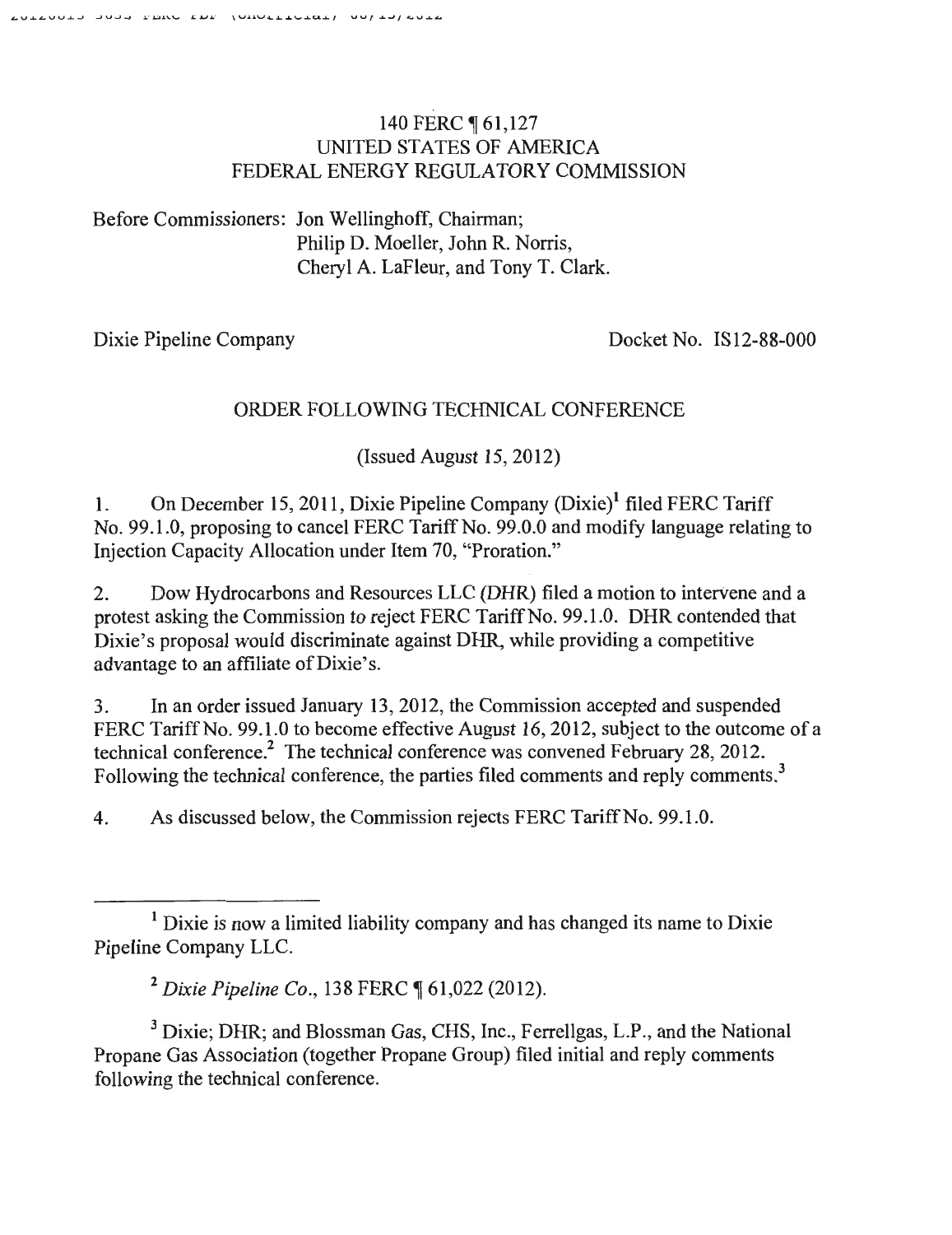140 FERC ¶ 61,127
UNITED STATES OF AMERICA
FEDERAL ENERGY REGULATORY COMMISSION

Before Commissioners: Jon Wellinghoff, Chairman;
Philip D. Moeller, John R. Norris,
Cheryl A. LaFleur, and Tony T. Clark.

Dixie Pipeline Company Docket No. IS12-88-000

## ORDER FOLLOWING TECHNICAL CONFERENCE

(Issued August 15, 2012)

1. On December 15, 2011, Dixie Pipeline Company (Dixie)[1] filed FERC Tariff No. 99.1.0, proposing to cancel FERC Tariff No. 99.0.0 and modify language relating to Injection Capacity Allocation under Item 70, "Proration."

2. Dow Hydrocarbons and Resources LLC (DHR) filed a motion to intervene and a protest asking the Commission to reject FERC Tariff No. 99.1.0. DHR contended that Dixie's proposal would discriminate against DHR, while providing a competitive advantage to an affiliate of Dixie's.

3. In an order issued January 13, 2012, the Commission accepted and suspended FERC Tariff No. 99.1.0 to become effective August 16, 2012, subject to the outcome of a technical conference.[2] The technical conference was convened February 28, 2012. Following the technical conference, the parties filed comments and reply comments.[3]

4. As discussed below, the Commission rejects FERC Tariff No. 99.1.0.

---

[1] Dixie is now a limited liability company and has changed its name to Dixie Pipeline Company LLC.

[2] *Dixie Pipeline Co.*, 138 FERC ¶ 61,022 (2012).

[3] Dixie; DHR; and Blossman Gas, CHS, Inc., Ferrellgas, L.P., and the National Propane Gas Association (together Propane Group) filed initial and reply comments following the technical conference.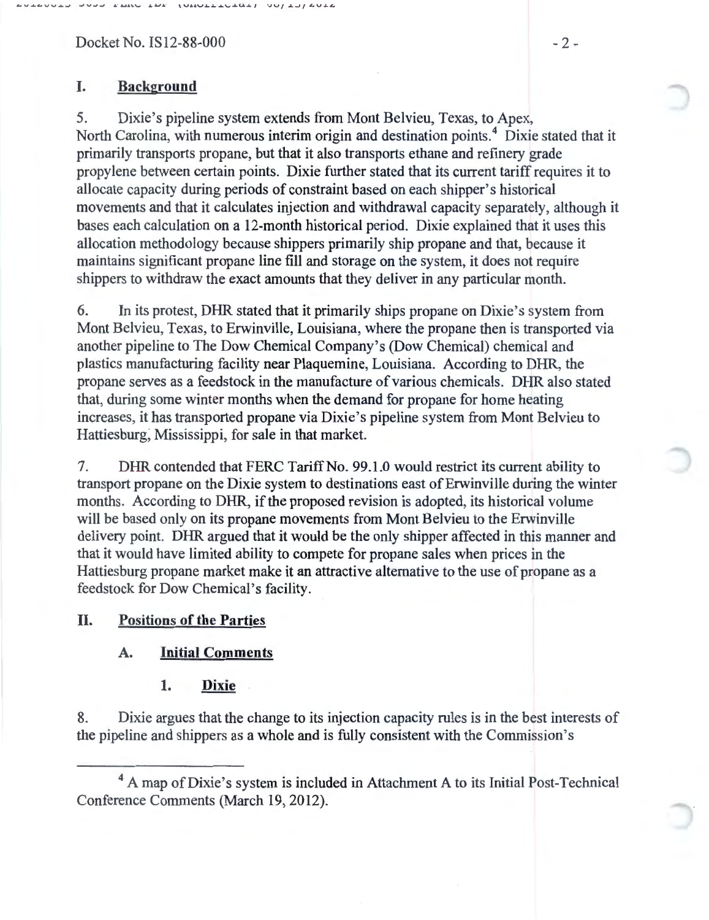Docket No. IS12-88-000

## I. Background

5. Dixie's pipeline system extends from Mont Belvieu, Texas, to Apex, North Carolina, with numerous interim origin and destination points.[4] Dixie stated that it primarily transports propane, but that it also transports ethane and refinery grade propylene between certain points. Dixie further stated that its current tariff requires it to allocate capacity during periods of constraint based on each shipper's historical movements and that it calculates injection and withdrawal capacity separately, although it bases each calculation on a 12-month historical period. Dixie explained that it uses this allocation methodology because shippers primarily ship propane and that, because it maintains significant propane line fill and storage on the system, it does not require shippers to withdraw the exact amounts that they deliver in any particular month.

6. In its protest, DHR stated that it primarily ships propane on Dixie's system from Mont Belvieu, Texas, to Erwinville, Louisiana, where the propane then is transported via another pipeline to The Dow Chemical Company's (Dow Chemical) chemical and plastics manufacturing facility near Plaquemine, Louisiana. According to DHR, the propane serves as a feedstock in the manufacture of various chemicals. DHR also stated that, during some winter months when the demand for propane for home heating increases, it has transported propane via Dixie's pipeline system from Mont Belvieu to Hattiesburg, Mississippi, for sale in that market.

7. DHR contended that FERC Tariff No. 99.1.0 would restrict its current ability to transport propane on the Dixie system to destinations east of Erwinville during the winter months. According to DHR, if the proposed revision is adopted, its historical volume will be based only on its propane movements from Mont Belvieu to the Erwinville delivery point. DHR argued that it would be the only shipper affected in this manner and that it would have limited ability to compete for propane sales when prices in the Hattiesburg propane market make it an attractive alternative to the use of propane as a feedstock for Dow Chemical's facility.

## II. Positions of the Parties

### A. Initial Comments

#### 1. Dixie

8. Dixie argues that the change to its injection capacity rules is in the best interests of the pipeline and shippers as a whole and is fully consistent with the Commission's

[4] A map of Dixie's system is included in Attachment A to its Initial Post-Technical Conference Comments (March 19, 2012).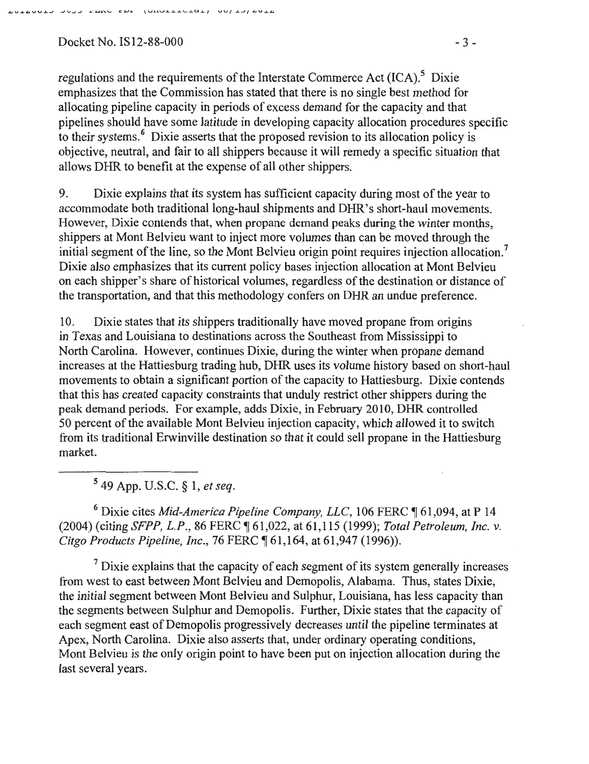regulations and the requirements of the Interstate Commerce Act (ICA).[5] Dixie emphasizes that the Commission has stated that there is no single best method for allocating pipeline capacity in periods of excess demand for the capacity and that pipelines should have some latitude in developing capacity allocation procedures specific to their systems.[6] Dixie asserts that the proposed revision to its allocation policy is objective, neutral, and fair to all shippers because it will remedy a specific situation that allows DHR to benefit at the expense of all other shippers.

9. Dixie explains that its system has sufficient capacity during most of the year to accommodate both traditional long-haul shipments and DHR's short-haul movements. However, Dixie contends that, when propane demand peaks during the winter months, shippers at Mont Belvieu want to inject more volumes than can be moved through the initial segment of the line, so the Mont Belvieu origin point requires injection allocation.[7] Dixie also emphasizes that its current policy bases injection allocation at Mont Belvieu on each shipper's share of historical volumes, regardless of the destination or distance of the transportation, and that this methodology confers on DHR an undue preference.

10. Dixie states that its shippers traditionally have moved propane from origins in Texas and Louisiana to destinations across the Southeast from Mississippi to North Carolina. However, continues Dixie, during the winter when propane demand increases at the Hattiesburg trading hub, DHR uses its volume history based on short-haul movements to obtain a significant portion of the capacity to Hattiesburg. Dixie contends that this has created capacity constraints that unduly restrict other shippers during the peak demand periods. For example, adds Dixie, in February 2010, DHR controlled 50 percent of the available Mont Belvieu injection capacity, which allowed it to switch from its traditional Erwinville destination so that it could sell propane in the Hattiesburg market.

---

[5] 49 App. U.S.C. § 1, *et seq.*

[6] Dixie cites *Mid-America Pipeline Company, LLC*, 106 FERC ¶ 61,094, at P 14 (2004) (citing *SFPP, L.P.*, 86 FERC ¶ 61,022, at 61,115 (1999); *Total Petroleum, Inc. v. Citgo Products Pipeline, Inc.*, 76 FERC ¶ 61,164, at 61,947 (1996)).

[7] Dixie explains that the capacity of each segment of its system generally increases from west to east between Mont Belvieu and Demopolis, Alabama. Thus, states Dixie, the initial segment between Mont Belvieu and Sulphur, Louisiana, has less capacity than the segments between Sulphur and Demopolis. Further, Dixie states that the capacity of each segment east of Demopolis progressively decreases until the pipeline terminates at Apex, North Carolina. Dixie also asserts that, under ordinary operating conditions, Mont Belvieu is the only origin point to have been put on injection allocation during the last several years.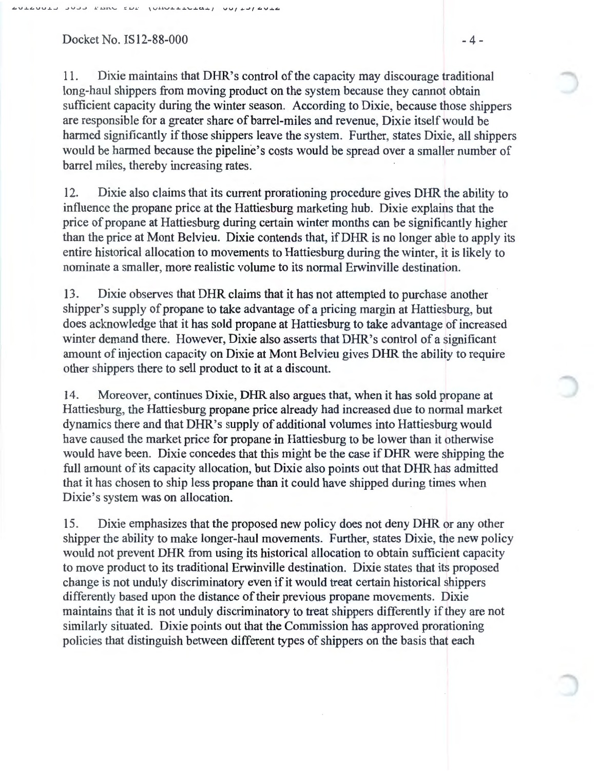11. Dixie maintains that DHR's control of the capacity may discourage traditional long-haul shippers from moving product on the system because they cannot obtain sufficient capacity during the winter season. According to Dixie, because those shippers are responsible for a greater share of barrel-miles and revenue, Dixie itself would be harmed significantly if those shippers leave the system. Further, states Dixie, all shippers would be harmed because the pipeline's costs would be spread over a smaller number of barrel miles, thereby increasing rates.

12. Dixie also claims that its current prorationing procedure gives DHR the ability to influence the propane price at the Hattiesburg marketing hub. Dixie explains that the price of propane at Hattiesburg during certain winter months can be significantly higher than the price at Mont Belvieu. Dixie contends that, if DHR is no longer able to apply its entire historical allocation to movements to Hattiesburg during the winter, it is likely to nominate a smaller, more realistic volume to its normal Erwinville destination.

13. Dixie observes that DHR claims that it has not attempted to purchase another shipper's supply of propane to take advantage of a pricing margin at Hattiesburg, but does acknowledge that it has sold propane at Hattiesburg to take advantage of increased winter demand there. However, Dixie also asserts that DHR's control of a significant amount of injection capacity on Dixie at Mont Belvieu gives DHR the ability to require other shippers there to sell product to it at a discount.

14. Moreover, continues Dixie, DHR also argues that, when it has sold propane at Hattiesburg, the Hattiesburg propane price already had increased due to normal market dynamics there and that DHR's supply of additional volumes into Hattiesburg would have caused the market price for propane in Hattiesburg to be lower than it otherwise would have been. Dixie concedes that this might be the case if DHR were shipping the full amount of its capacity allocation, but Dixie also points out that DHR has admitted that it has chosen to ship less propane than it could have shipped during times when Dixie's system was on allocation.

15. Dixie emphasizes that the proposed new policy does not deny DHR or any other shipper the ability to make longer-haul movements. Further, states Dixie, the new policy would not prevent DHR from using its historical allocation to obtain sufficient capacity to move product to its traditional Erwinville destination. Dixie states that its proposed change is not unduly discriminatory even if it would treat certain historical shippers differently based upon the distance of their previous propane movements. Dixie maintains that it is not unduly discriminatory to treat shippers differently if they are not similarly situated. Dixie points out that the Commission has approved prorationing policies that distinguish between different types of shippers on the basis that each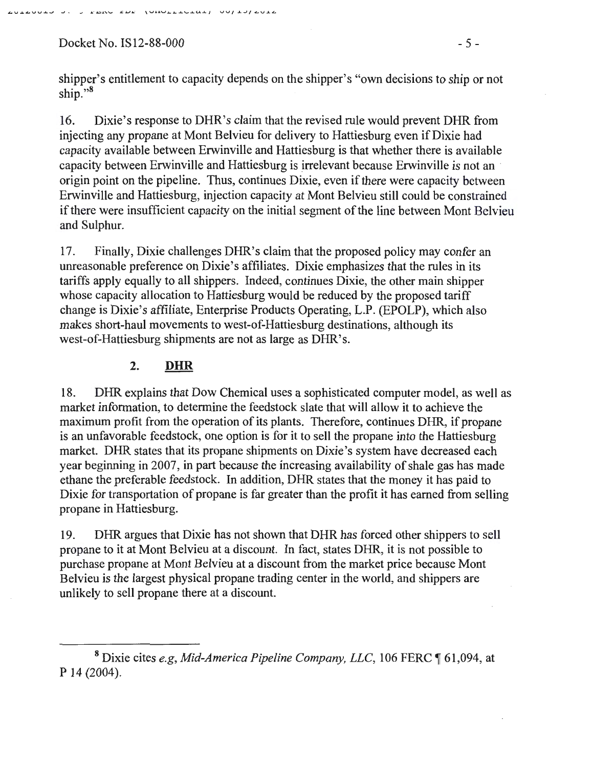shipper's entitlement to capacity depends on the shipper's "own decisions to ship or not ship."[8]

16. Dixie's response to DHR's claim that the revised rule would prevent DHR from injecting any propane at Mont Belvieu for delivery to Hattiesburg even if Dixie had capacity available between Erwinville and Hattiesburg is that whether there is available capacity between Erwinville and Hattiesburg is irrelevant because Erwinville is not an origin point on the pipeline. Thus, continues Dixie, even if there were capacity between Erwinville and Hattiesburg, injection capacity at Mont Belvieu still could be constrained if there were insufficient capacity on the initial segment of the line between Mont Belvieu and Sulphur.

17. Finally, Dixie challenges DHR's claim that the proposed policy may confer an unreasonable preference on Dixie's affiliates. Dixie emphasizes that the rules in its tariffs apply equally to all shippers. Indeed, continues Dixie, the other main shipper whose capacity allocation to Hattiesburg would be reduced by the proposed tariff change is Dixie's affiliate, Enterprise Products Operating, L.P. (EPOLP), which also makes short-haul movements to west-of-Hattiesburg destinations, although its west-of-Hattiesburg shipments are not as large as DHR's.

### 2. **DHR**

18. DHR explains that Dow Chemical uses a sophisticated computer model, as well as market information, to determine the feedstock slate that will allow it to achieve the maximum profit from the operation of its plants. Therefore, continues DHR, if propane is an unfavorable feedstock, one option is for it to sell the propane into the Hattiesburg market. DHR states that its propane shipments on Dixie's system have decreased each year beginning in 2007, in part because the increasing availability of shale gas has made ethane the preferable feedstock. In addition, DHR states that the money it has paid to Dixie for transportation of propane is far greater than the profit it has earned from selling propane in Hattiesburg.

19. DHR argues that Dixie has not shown that DHR has forced other shippers to sell propane to it at Mont Belvieu at a discount. In fact, states DHR, it is not possible to purchase propane at Mont Belvieu at a discount from the market price because Mont Belvieu is the largest physical propane trading center in the world, and shippers are unlikely to sell propane there at a discount.

---

[8] Dixie cites *e.g, Mid-America Pipeline Company, LLC*, 106 FERC ¶ 61,094, at P 14 (2004).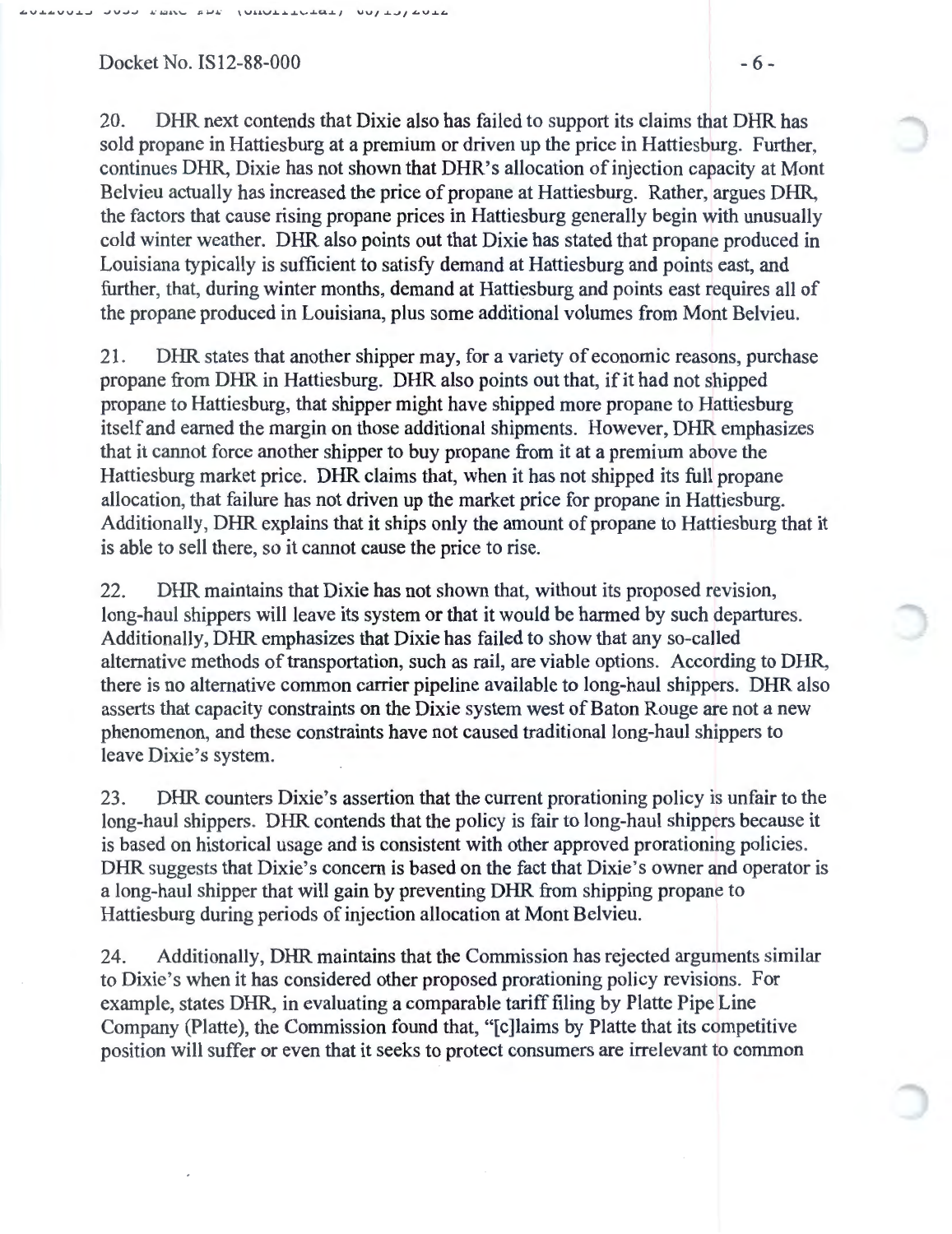20. DHR next contends that Dixie also has failed to support its claims that DHR has sold propane in Hattiesburg at a premium or driven up the price in Hattiesburg. Further, continues DHR, Dixie has not shown that DHR's allocation of injection capacity at Mont Belvieu actually has increased the price of propane at Hattiesburg. Rather, argues DHR, the factors that cause rising propane prices in Hattiesburg generally begin with unusually cold winter weather. DHR also points out that Dixie has stated that propane produced in Louisiana typically is sufficient to satisfy demand at Hattiesburg and points east, and further, that, during winter months, demand at Hattiesburg and points east requires all of the propane produced in Louisiana, plus some additional volumes from Mont Belvieu.

21. DHR states that another shipper may, for a variety of economic reasons, purchase propane from DHR in Hattiesburg. DHR also points out that, if it had not shipped propane to Hattiesburg, that shipper might have shipped more propane to Hattiesburg itself and earned the margin on those additional shipments. However, DHR emphasizes that it cannot force another shipper to buy propane from it at a premium above the Hattiesburg market price. DHR claims that, when it has not shipped its full propane allocation, that failure has not driven up the market price for propane in Hattiesburg. Additionally, DHR explains that it ships only the amount of propane to Hattiesburg that it is able to sell there, so it cannot cause the price to rise.

22. DHR maintains that Dixie has not shown that, without its proposed revision, long-haul shippers will leave its system or that it would be harmed by such departures. Additionally, DHR emphasizes that Dixie has failed to show that any so-called alternative methods of transportation, such as rail, are viable options. According to DHR, there is no alternative common carrier pipeline available to long-haul shippers. DHR also asserts that capacity constraints on the Dixie system west of Baton Rouge are not a new phenomenon, and these constraints have not caused traditional long-haul shippers to leave Dixie's system.

23. DHR counters Dixie's assertion that the current prorationing policy is unfair to the long-haul shippers. DHR contends that the policy is fair to long-haul shippers because it is based on historical usage and is consistent with other approved prorationing policies. DHR suggests that Dixie's concern is based on the fact that Dixie's owner and operator is a long-haul shipper that will gain by preventing DHR from shipping propane to Hattiesburg during periods of injection allocation at Mont Belvieu.

24. Additionally, DHR maintains that the Commission has rejected arguments similar to Dixie's when it has considered other proposed prorationing policy revisions. For example, states DHR, in evaluating a comparable tariff filing by Platte Pipe Line Company (Platte), the Commission found that, "[c]laims by Platte that its competitive position will suffer or even that it seeks to protect consumers are irrelevant to common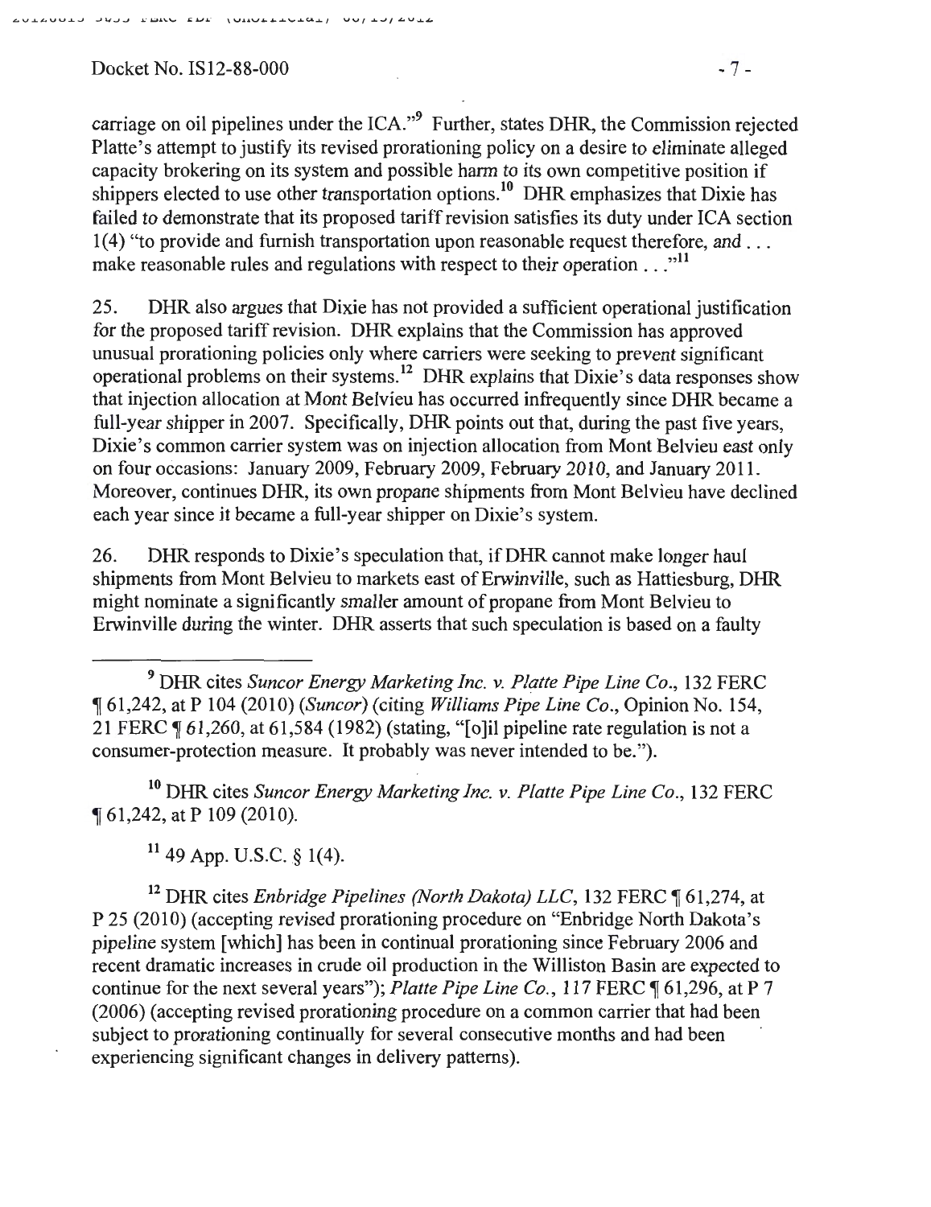carriage on oil pipelines under the ICA."[9] Further, states DHR, the Commission rejected Platte's attempt to justify its revised prorationing policy on a desire to eliminate alleged capacity brokering on its system and possible harm to its own competitive position if shippers elected to use other transportation options.[10] DHR emphasizes that Dixie has failed to demonstrate that its proposed tariff revision satisfies its duty under ICA section 1(4) "to provide and furnish transportation upon reasonable request therefore, and . . . make reasonable rules and regulations with respect to their operation . . ."[11]

25. DHR also argues that Dixie has not provided a sufficient operational justification for the proposed tariff revision. DHR explains that the Commission has approved unusual prorationing policies only where carriers were seeking to prevent significant operational problems on their systems.[12] DHR explains that Dixie's data responses show that injection allocation at Mont Belvieu has occurred infrequently since DHR became a full-year shipper in 2007. Specifically, DHR points out that, during the past five years, Dixie's common carrier system was on injection allocation from Mont Belvieu east only on four occasions: January 2009, February 2009, February 2010, and January 2011. Moreover, continues DHR, its own propane shipments from Mont Belvieu have declined each year since it became a full-year shipper on Dixie's system.

26. DHR responds to Dixie's speculation that, if DHR cannot make longer haul shipments from Mont Belvieu to markets east of Erwinville, such as Hattiesburg, DHR might nominate a significantly smaller amount of propane from Mont Belvieu to Erwinville during the winter. DHR asserts that such speculation is based on a faulty

---

[9] DHR cites *Suncor Energy Marketing Inc. v. Platte Pipe Line Co.*, 132 FERC ¶ 61,242, at P 104 (2010) (*Suncor*) (citing *Williams Pipe Line Co.*, Opinion No. 154, 21 FERC ¶ 61,260, at 61,584 (1982) (stating, "[o]il pipeline rate regulation is not a consumer-protection measure. It probably was never intended to be.").

[10] DHR cites *Suncor Energy Marketing Inc. v. Platte Pipe Line Co.*, 132 FERC ¶ 61,242, at P 109 (2010).

[11] 49 App. U.S.C. § 1(4).

[12] DHR cites *Enbridge Pipelines (North Dakota) LLC*, 132 FERC ¶ 61,274, at P 25 (2010) (accepting revised prorationing procedure on "Enbridge North Dakota's pipeline system [which] has been in continual prorationing since February 2006 and recent dramatic increases in crude oil production in the Williston Basin are expected to continue for the next several years"); *Platte Pipe Line Co.*, 117 FERC ¶ 61,296, at P 7 (2006) (accepting revised prorationing procedure on a common carrier that had been subject to prorationing continually for several consecutive months and had been experiencing significant changes in delivery patterns).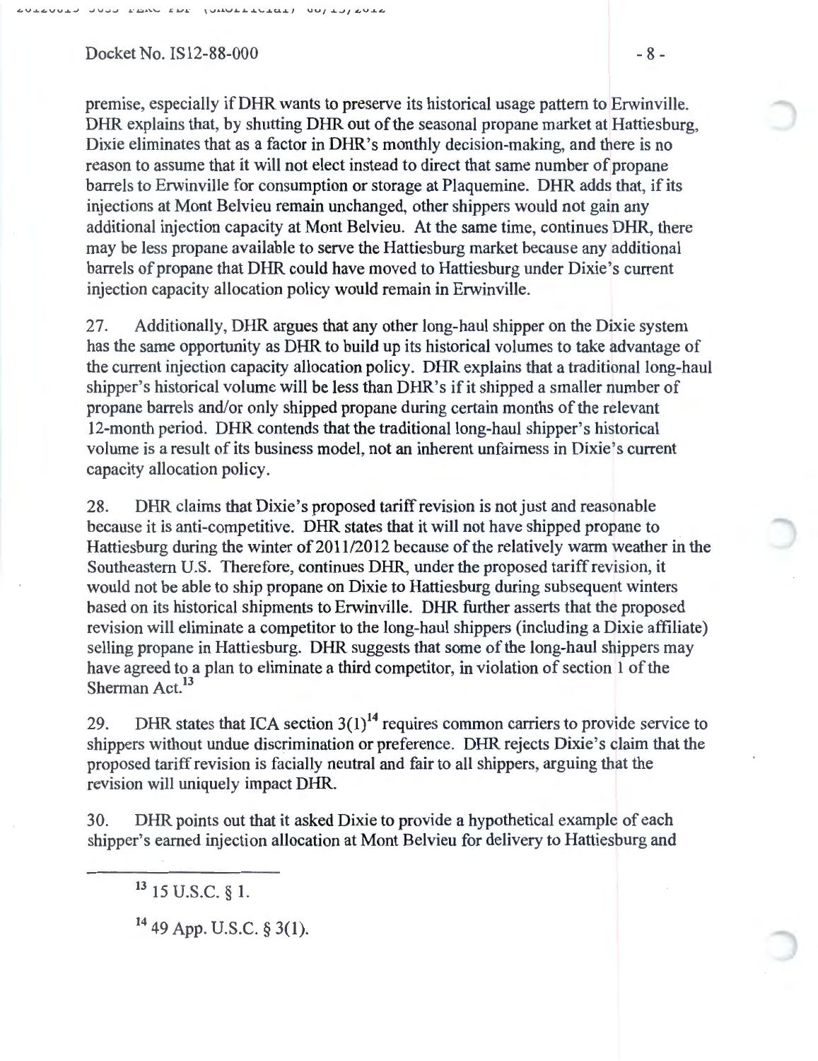premise, especially if DHR wants to preserve its historical usage pattern to Erwinville. DHR explains that, by shutting DHR out of the seasonal propane market at Hattiesburg, Dixie eliminates that as a factor in DHR's monthly decision-making, and there is no reason to assume that it will not elect instead to direct that same number of propane barrels to Erwinville for consumption or storage at Plaquemine. DHR adds that, if its injections at Mont Belvieu remain unchanged, other shippers would not gain any additional injection capacity at Mont Belvieu. At the same time, continues DHR, there may be less propane available to serve the Hattiesburg market because any additional barrels of propane that DHR could have moved to Hattiesburg under Dixie's current injection capacity allocation policy would remain in Erwinville.

27. Additionally, DHR argues that any other long-haul shipper on the Dixie system has the same opportunity as DHR to build up its historical volumes to take advantage of the current injection capacity allocation policy. DHR explains that a traditional long-haul shipper's historical volume will be less than DHR's if it shipped a smaller number of propane barrels and/or only shipped propane during certain months of the relevant 12-month period. DHR contends that the traditional long-haul shipper's historical volume is a result of its business model, not an inherent unfairness in Dixie's current capacity allocation policy.

28. DHR claims that Dixie's proposed tariff revision is not just and reasonable because it is anti-competitive. DHR states that it will not have shipped propane to Hattiesburg during the winter of 2011/2012 because of the relatively warm weather in the Southeastern U.S. Therefore, continues DHR, under the proposed tariff revision, it would not be able to ship propane on Dixie to Hattiesburg during subsequent winters based on its historical shipments to Erwinville. DHR further asserts that the proposed revision will eliminate a competitor to the long-haul shippers (including a Dixie affiliate) selling propane in Hattiesburg. DHR suggests that some of the long-haul shippers may have agreed to a plan to eliminate a third competitor, in violation of section 1 of the Sherman Act.[13]

29. DHR states that ICA section 3(1)[14] requires common carriers to provide service to shippers without undue discrimination or preference. DHR rejects Dixie's claim that the proposed tariff revision is facially neutral and fair to all shippers, arguing that the revision will uniquely impact DHR.

30. DHR points out that it asked Dixie to provide a hypothetical example of each shipper's earned injection allocation at Mont Belvieu for delivery to Hattiesburg and

---

[13] 15 U.S.C. § 1.

[14] 49 App. U.S.C. § 3(1).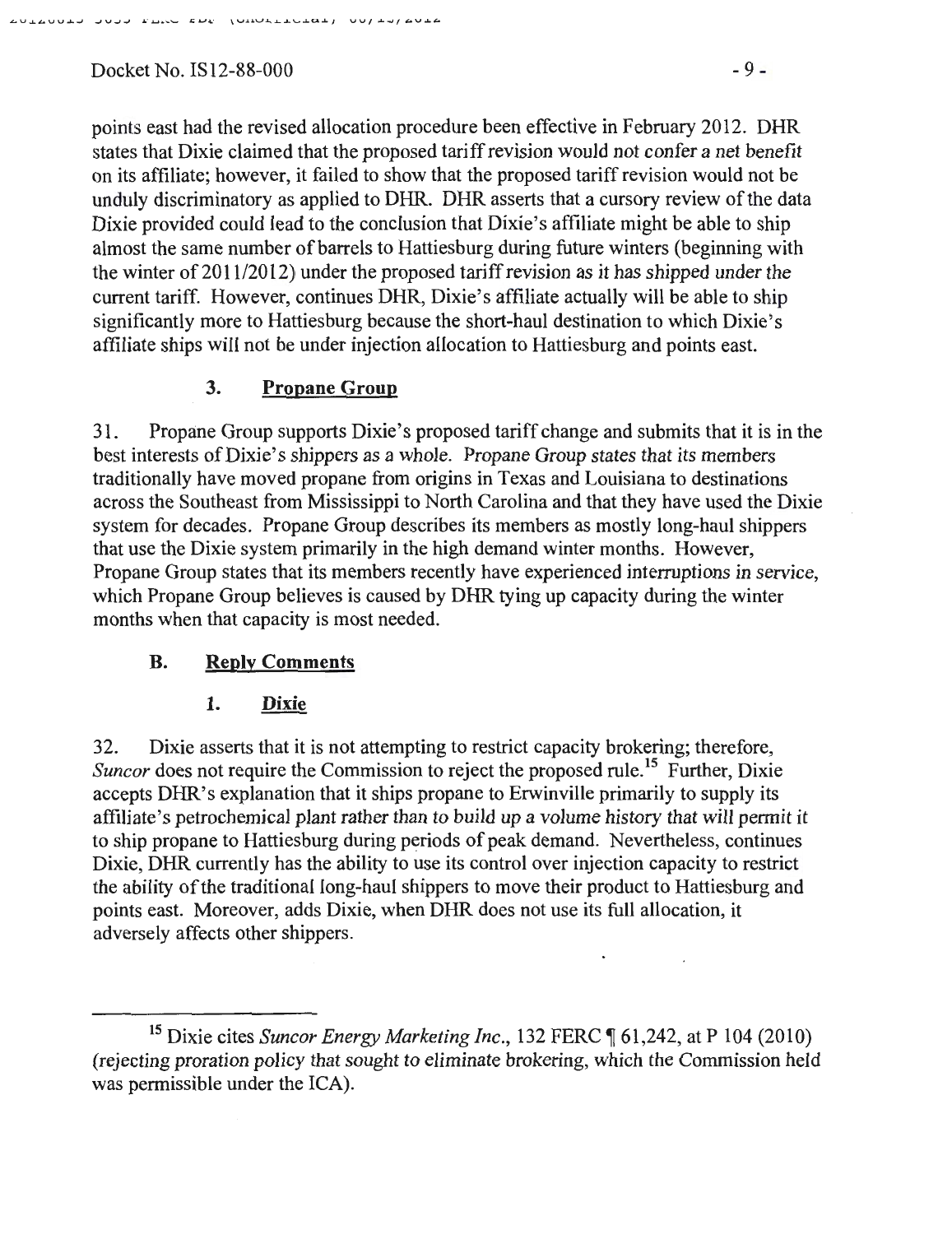points east had the revised allocation procedure been effective in February 2012. DHR states that Dixie claimed that the proposed tariff revision would not confer a net benefit on its affiliate; however, it failed to show that the proposed tariff revision would not be unduly discriminatory as applied to DHR. DHR asserts that a cursory review of the data Dixie provided could lead to the conclusion that Dixie's affiliate might be able to ship almost the same number of barrels to Hattiesburg during future winters (beginning with the winter of 2011/2012) under the proposed tariff revision as it has shipped under the current tariff. However, continues DHR, Dixie's affiliate actually will be able to ship significantly more to Hattiesburg because the short-haul destination to which Dixie's affiliate ships will not be under injection allocation to Hattiesburg and points east.

### 3. Propane Group

31. Propane Group supports Dixie's proposed tariff change and submits that it is in the best interests of Dixie's shippers as a whole. Propane Group states that its members traditionally have moved propane from origins in Texas and Louisiana to destinations across the Southeast from Mississippi to North Carolina and that they have used the Dixie system for decades. Propane Group describes its members as mostly long-haul shippers that use the Dixie system primarily in the high demand winter months. However, Propane Group states that its members recently have experienced interruptions in service, which Propane Group believes is caused by DHR tying up capacity during the winter months when that capacity is most needed.

## B. Reply Comments

### 1. Dixie

32. Dixie asserts that it is not attempting to restrict capacity brokering; therefore, *Suncor* does not require the Commission to reject the proposed rule.[15] Further, Dixie accepts DHR's explanation that it ships propane to Erwinville primarily to supply its affiliate's petrochemical plant rather than to build up a volume history that will permit it to ship propane to Hattiesburg during periods of peak demand. Nevertheless, continues Dixie, DHR currently has the ability to use its control over injection capacity to restrict the ability of the traditional long-haul shippers to move their product to Hattiesburg and points east. Moreover, adds Dixie, when DHR does not use its full allocation, it adversely affects other shippers.

---

[15] Dixie cites *Suncor Energy Marketing Inc.*, 132 FERC ¶ 61,242, at P 104 (2010) (rejecting proration policy that sought to eliminate brokering, which the Commission held was permissible under the ICA).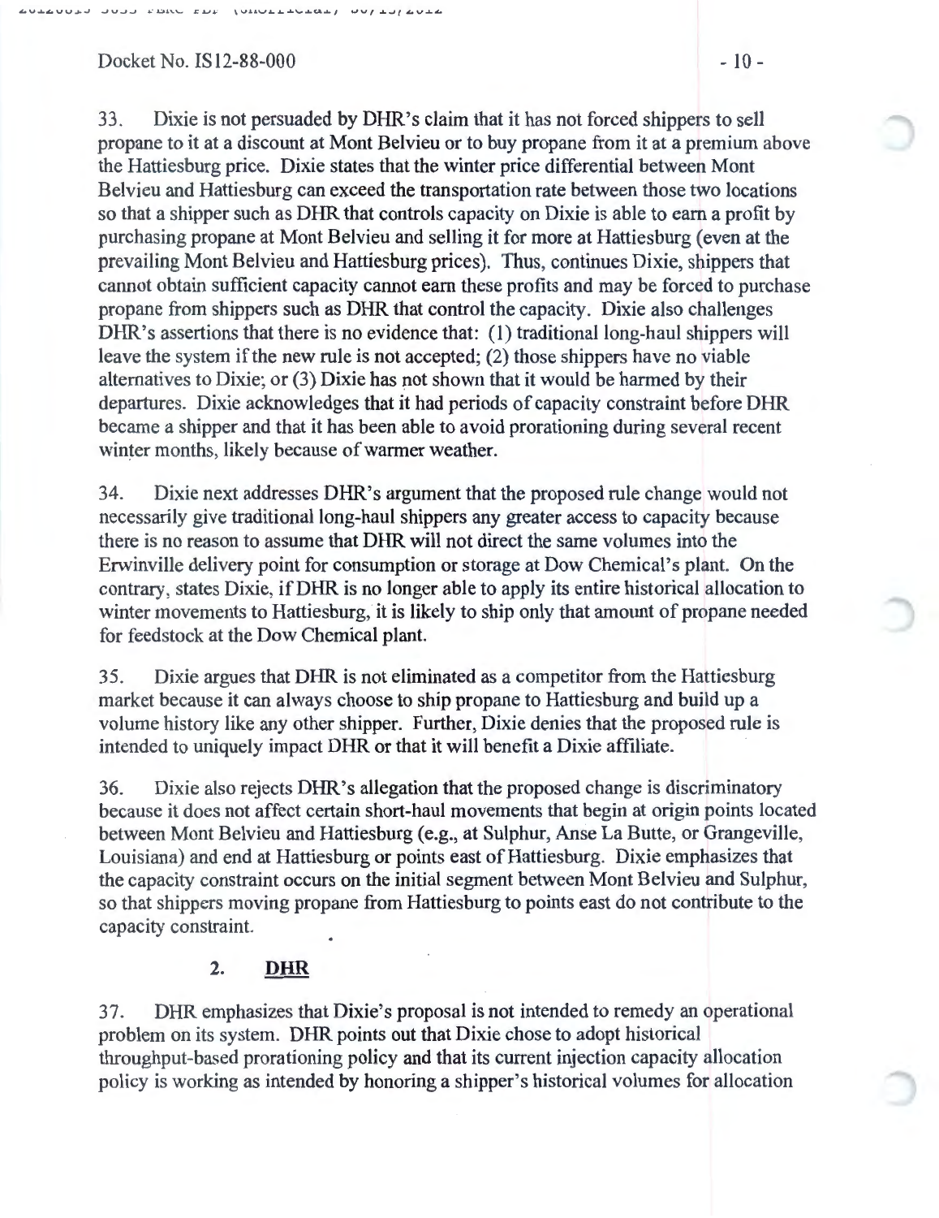33. Dixie is not persuaded by DHR's claim that it has not forced shippers to sell propane to it at a discount at Mont Belvieu or to buy propane from it at a premium above the Hattiesburg price. Dixie states that the winter price differential between Mont Belvieu and Hattiesburg can exceed the transportation rate between those two locations so that a shipper such as DHR that controls capacity on Dixie is able to earn a profit by purchasing propane at Mont Belvieu and selling it for more at Hattiesburg (even at the prevailing Mont Belvieu and Hattiesburg prices). Thus, continues Dixie, shippers that cannot obtain sufficient capacity cannot earn these profits and may be forced to purchase propane from shippers such as DHR that control the capacity. Dixie also challenges DHR's assertions that there is no evidence that: (1) traditional long-haul shippers will leave the system if the new rule is not accepted; (2) those shippers have no viable alternatives to Dixie; or (3) Dixie has not shown that it would be harmed by their departures. Dixie acknowledges that it had periods of capacity constraint before DHR became a shipper and that it has been able to avoid prorationing during several recent winter months, likely because of warmer weather.

34. Dixie next addresses DHR's argument that the proposed rule change would not necessarily give traditional long-haul shippers any greater access to capacity because there is no reason to assume that DHR will not direct the same volumes into the Erwinville delivery point for consumption or storage at Dow Chemical's plant. On the contrary, states Dixie, if DHR is no longer able to apply its entire historical allocation to winter movements to Hattiesburg, it is likely to ship only that amount of propane needed for feedstock at the Dow Chemical plant.

35. Dixie argues that DHR is not eliminated as a competitor from the Hattiesburg market because it can always choose to ship propane to Hattiesburg and build up a volume history like any other shipper. Further, Dixie denies that the proposed rule is intended to uniquely impact DHR or that it will benefit a Dixie affiliate.

36. Dixie also rejects DHR's allegation that the proposed change is discriminatory because it does not affect certain short-haul movements that begin at origin points located between Mont Belvieu and Hattiesburg (e.g., at Sulphur, Anse La Butte, or Grangeville, Louisiana) and end at Hattiesburg or points east of Hattiesburg. Dixie emphasizes that the capacity constraint occurs on the initial segment between Mont Belvieu and Sulphur, so that shippers moving propane from Hattiesburg to points east do not contribute to the capacity constraint.

### 2. DHR

37. DHR emphasizes that Dixie's proposal is not intended to remedy an operational problem on its system. DHR points out that Dixie chose to adopt historical throughput-based prorationing policy and that its current injection capacity allocation policy is working as intended by honoring a shipper's historical volumes for allocation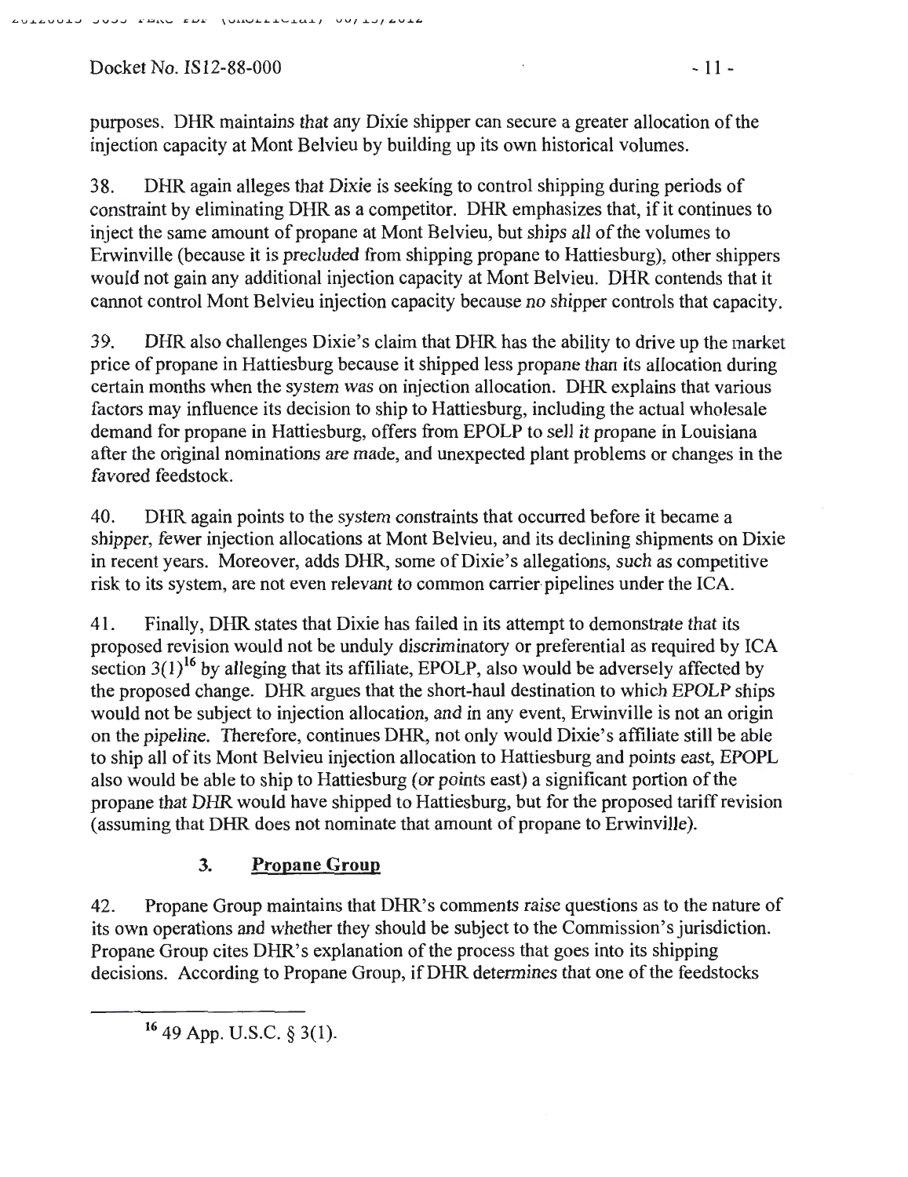purposes. DHR maintains that any Dixie shipper can secure a greater allocation of the injection capacity at Mont Belvieu by building up its own historical volumes.

38. DHR again alleges that Dixie is seeking to control shipping during periods of constraint by eliminating DHR as a competitor. DHR emphasizes that, if it continues to inject the same amount of propane at Mont Belvieu, but ships all of the volumes to Erwinville (because it is precluded from shipping propane to Hattiesburg), other shippers would not gain any additional injection capacity at Mont Belvieu. DHR contends that it cannot control Mont Belvieu injection capacity because no shipper controls that capacity.

39. DHR also challenges Dixie's claim that DHR has the ability to drive up the market price of propane in Hattiesburg because it shipped less propane than its allocation during certain months when the system was on injection allocation. DHR explains that various factors may influence its decision to ship to Hattiesburg, including the actual wholesale demand for propane in Hattiesburg, offers from EPOLP to sell it propane in Louisiana after the original nominations are made, and unexpected plant problems or changes in the favored feedstock.

40. DHR again points to the system constraints that occurred before it became a shipper, fewer injection allocations at Mont Belvieu, and its declining shipments on Dixie in recent years. Moreover, adds DHR, some of Dixie's allegations, such as competitive risk to its system, are not even relevant to common carrier pipelines under the ICA.

41. Finally, DHR states that Dixie has failed in its attempt to demonstrate that its proposed revision would not be unduly discriminatory or preferential as required by ICA section 3(1)[16] by alleging that its affiliate, EPOLP, also would be adversely affected by the proposed change. DHR argues that the short-haul destination to which EPOLP ships would not be subject to injection allocation, and in any event, Erwinville is not an origin on the pipeline. Therefore, continues DHR, not only would Dixie's affiliate still be able to ship all of its Mont Belvieu injection allocation to Hattiesburg and points east, EPOPL also would be able to ship to Hattiesburg (or points east) a significant portion of the propane that DHR would have shipped to Hattiesburg, but for the proposed tariff revision (assuming that DHR does not nominate that amount of propane to Erwinville).

### 3. Propane Group

42. Propane Group maintains that DHR's comments raise questions as to the nature of its own operations and whether they should be subject to the Commission's jurisdiction. Propane Group cites DHR's explanation of the process that goes into its shipping decisions. According to Propane Group, if DHR determines that one of the feedstocks

---

[16] 49 App. U.S.C. § 3(1).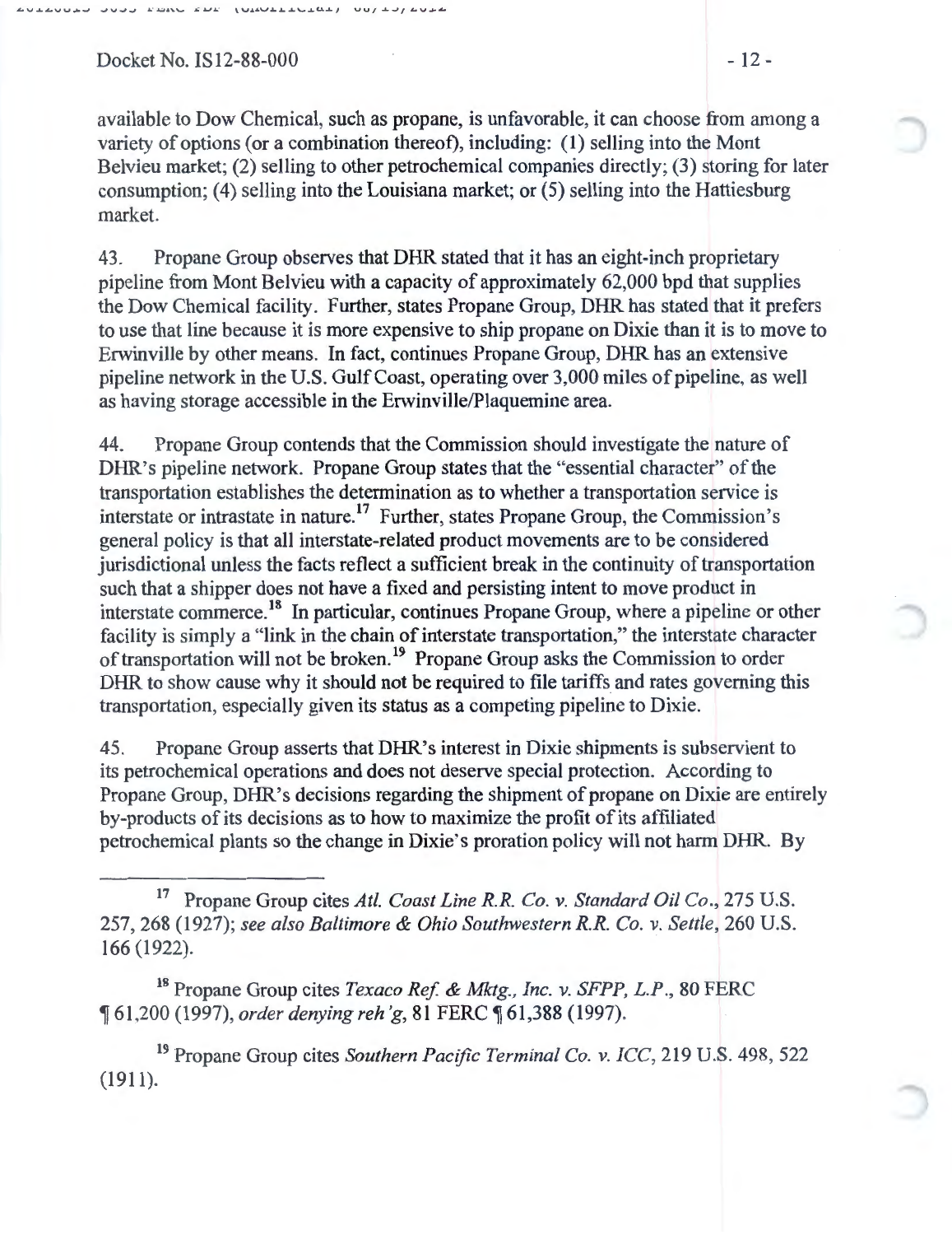available to Dow Chemical, such as propane, is unfavorable, it can choose from among a variety of options (or a combination thereof), including: (1) selling into the Mont Belvieu market; (2) selling to other petrochemical companies directly; (3) storing for later consumption; (4) selling into the Louisiana market; or (5) selling into the Hattiesburg market.

43. Propane Group observes that DHR stated that it has an eight-inch proprietary pipeline from Mont Belvieu with a capacity of approximately 62,000 bpd that supplies the Dow Chemical facility. Further, states Propane Group, DHR has stated that it prefers to use that line because it is more expensive to ship propane on Dixie than it is to move to Erwinville by other means. In fact, continues Propane Group, DHR has an extensive pipeline network in the U.S. Gulf Coast, operating over 3,000 miles of pipeline, as well as having storage accessible in the Erwinville/Plaquemine area.

44. Propane Group contends that the Commission should investigate the nature of DHR's pipeline network. Propane Group states that the "essential character" of the transportation establishes the determination as to whether a transportation service is interstate or intrastate in nature.[17] Further, states Propane Group, the Commission's general policy is that all interstate-related product movements are to be considered jurisdictional unless the facts reflect a sufficient break in the continuity of transportation such that a shipper does not have a fixed and persisting intent to move product in interstate commerce.[18] In particular, continues Propane Group, where a pipeline or other facility is simply a "link in the chain of interstate transportation," the interstate character of transportation will not be broken.[19] Propane Group asks the Commission to order DHR to show cause why it should not be required to file tariffs and rates governing this transportation, especially given its status as a competing pipeline to Dixie.

45. Propane Group asserts that DHR's interest in Dixie shipments is subservient to its petrochemical operations and does not deserve special protection. According to Propane Group, DHR's decisions regarding the shipment of propane on Dixie are entirely by-products of its decisions as to how to maximize the profit of its affiliated petrochemical plants so the change in Dixie's proration policy will not harm DHR. By

---

[17] Propane Group cites *Atl. Coast Line R.R. Co. v. Standard Oil Co.*, 275 U.S. 257, 268 (1927); *see also Baltimore & Ohio Southwestern R.R. Co. v. Settle*, 260 U.S. 166 (1922).

[18] Propane Group cites *Texaco Ref. & Mktg., Inc. v. SFPP, L.P.*, 80 FERC ¶ 61,200 (1997), *order denying reh'g*, 81 FERC ¶ 61,388 (1997).

[19] Propane Group cites *Southern Pacific Terminal Co. v. ICC*, 219 U.S. 498, 522 (1911).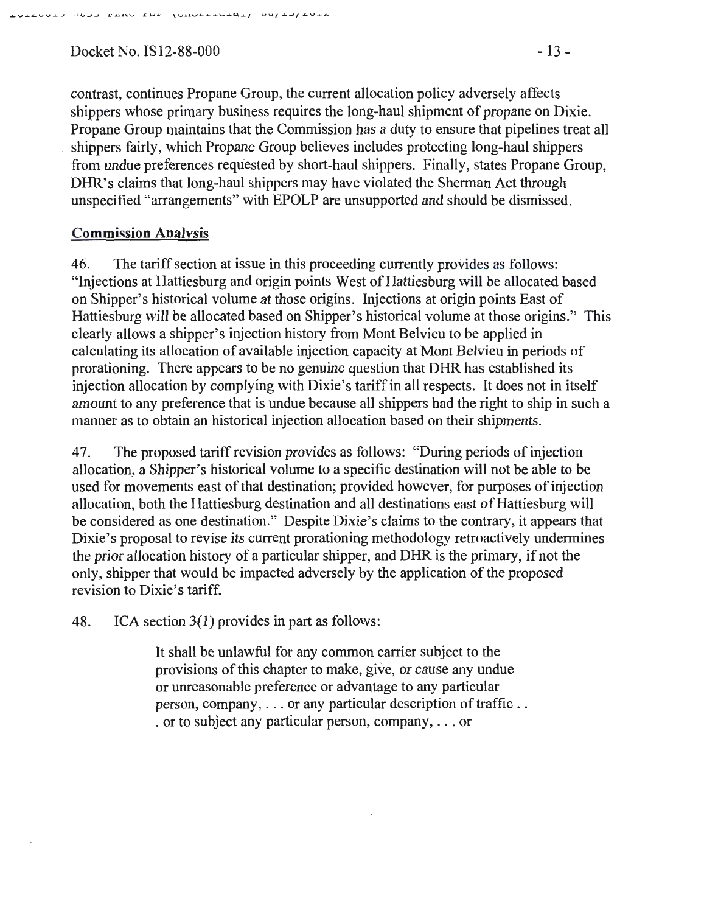contrast, continues Propane Group, the current allocation policy adversely affects shippers whose primary business requires the long-haul shipment of propane on Dixie. Propane Group maintains that the Commission has a duty to ensure that pipelines treat all shippers fairly, which Propane Group believes includes protecting long-haul shippers from undue preferences requested by short-haul shippers. Finally, states Propane Group, DHR's claims that long-haul shippers may have violated the Sherman Act through unspecified "arrangements" with EPOLP are unsupported and should be dismissed.

## Commission Analysis

46. The tariff section at issue in this proceeding currently provides as follows: "Injections at Hattiesburg and origin points West of Hattiesburg will be allocated based on Shipper's historical volume at those origins. Injections at origin points East of Hattiesburg will be allocated based on Shipper's historical volume at those origins." This clearly allows a shipper's injection history from Mont Belvieu to be applied in calculating its allocation of available injection capacity at Mont Belvieu in periods of prorationing. There appears to be no genuine question that DHR has established its injection allocation by complying with Dixie's tariff in all respects. It does not in itself amount to any preference that is undue because all shippers had the right to ship in such a manner as to obtain an historical injection allocation based on their shipments.

47. The proposed tariff revision provides as follows: "During periods of injection allocation, a Shipper's historical volume to a specific destination will not be able to be used for movements east of that destination; provided however, for purposes of injection allocation, both the Hattiesburg destination and all destinations east of Hattiesburg will be considered as one destination." Despite Dixie's claims to the contrary, it appears that Dixie's proposal to revise its current prorationing methodology retroactively undermines the prior allocation history of a particular shipper, and DHR is the primary, if not the only, shipper that would be impacted adversely by the application of the proposed revision to Dixie's tariff.

48. ICA section 3(1) provides in part as follows:

> It shall be unlawful for any common carrier subject to the provisions of this chapter to make, give, or cause any undue or unreasonable preference or advantage to any particular person, company, . . . or any particular description of traffic . . . or to subject any particular person, company, . . . or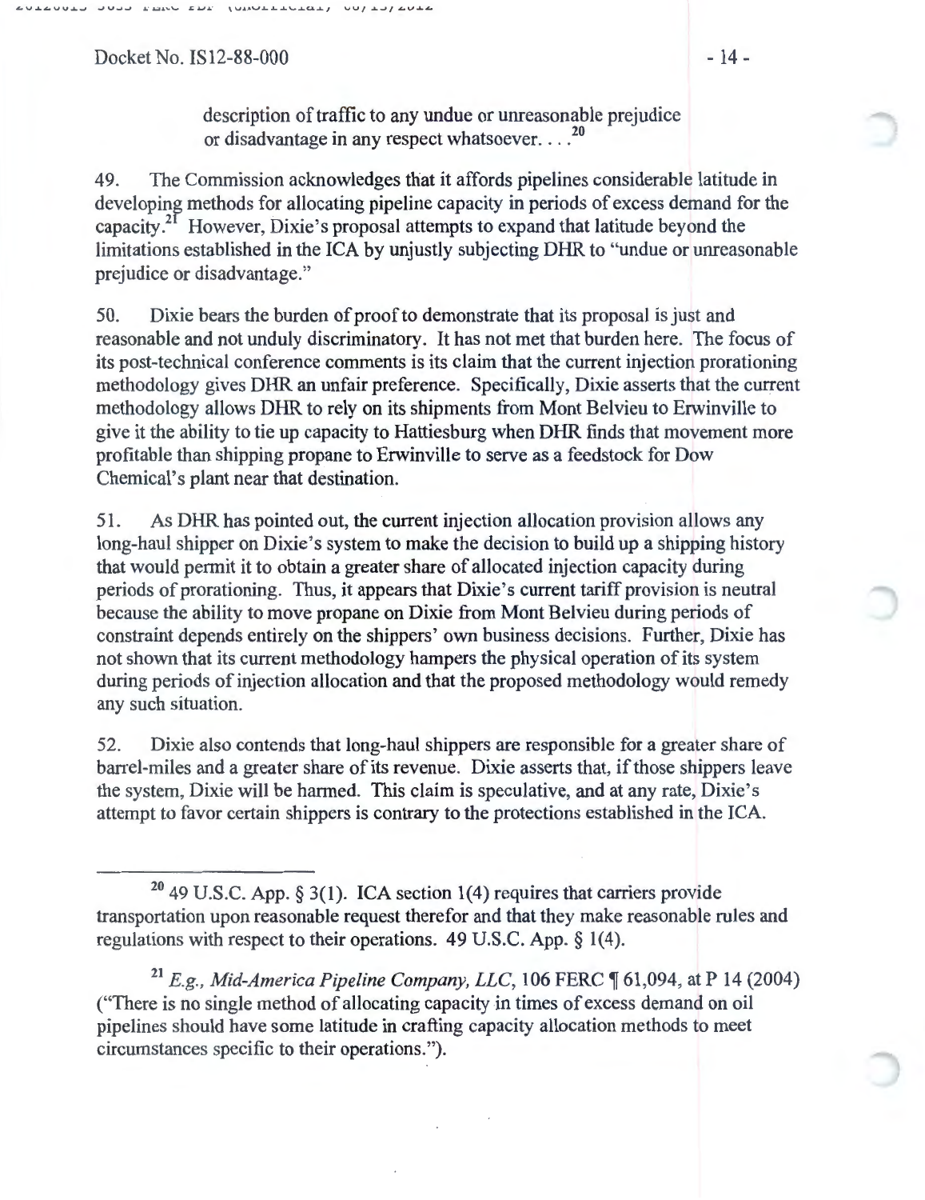description of traffic to any undue or unreasonable prejudice or disadvantage in any respect whatsoever. . . .[20]

49. The Commission acknowledges that it affords pipelines considerable latitude in developing methods for allocating pipeline capacity in periods of excess demand for the capacity.[21] However, Dixie's proposal attempts to expand that latitude beyond the limitations established in the ICA by unjustly subjecting DHR to "undue or unreasonable prejudice or disadvantage."

50. Dixie bears the burden of proof to demonstrate that its proposal is just and reasonable and not unduly discriminatory. It has not met that burden here. The focus of its post-technical conference comments is its claim that the current injection prorationing methodology gives DHR an unfair preference. Specifically, Dixie asserts that the current methodology allows DHR to rely on its shipments from Mont Belvieu to Erwinville to give it the ability to tie up capacity to Hattiesburg when DHR finds that movement more profitable than shipping propane to Erwinville to serve as a feedstock for Dow Chemical's plant near that destination.

51. As DHR has pointed out, the current injection allocation provision allows any long-haul shipper on Dixie's system to make the decision to build up a shipping history that would permit it to obtain a greater share of allocated injection capacity during periods of prorationing. Thus, it appears that Dixie's current tariff provision is neutral because the ability to move propane on Dixie from Mont Belvieu during periods of constraint depends entirely on the shippers' own business decisions. Further, Dixie has not shown that its current methodology hampers the physical operation of its system during periods of injection allocation and that the proposed methodology would remedy any such situation.

52. Dixie also contends that long-haul shippers are responsible for a greater share of barrel-miles and a greater share of its revenue. Dixie asserts that, if those shippers leave the system, Dixie will be harmed. This claim is speculative, and at any rate, Dixie's attempt to favor certain shippers is contrary to the protections established in the ICA.

---

[20] 49 U.S.C. App. § 3(1). ICA section 1(4) requires that carriers provide transportation upon reasonable request therefor and that they make reasonable rules and regulations with respect to their operations. 49 U.S.C. App. § 1(4).

[21] *E.g., Mid-America Pipeline Company, LLC*, 106 FERC ¶ 61,094, at P 14 (2004) ("There is no single method of allocating capacity in times of excess demand on oil pipelines should have some latitude in crafting capacity allocation methods to meet circumstances specific to their operations.").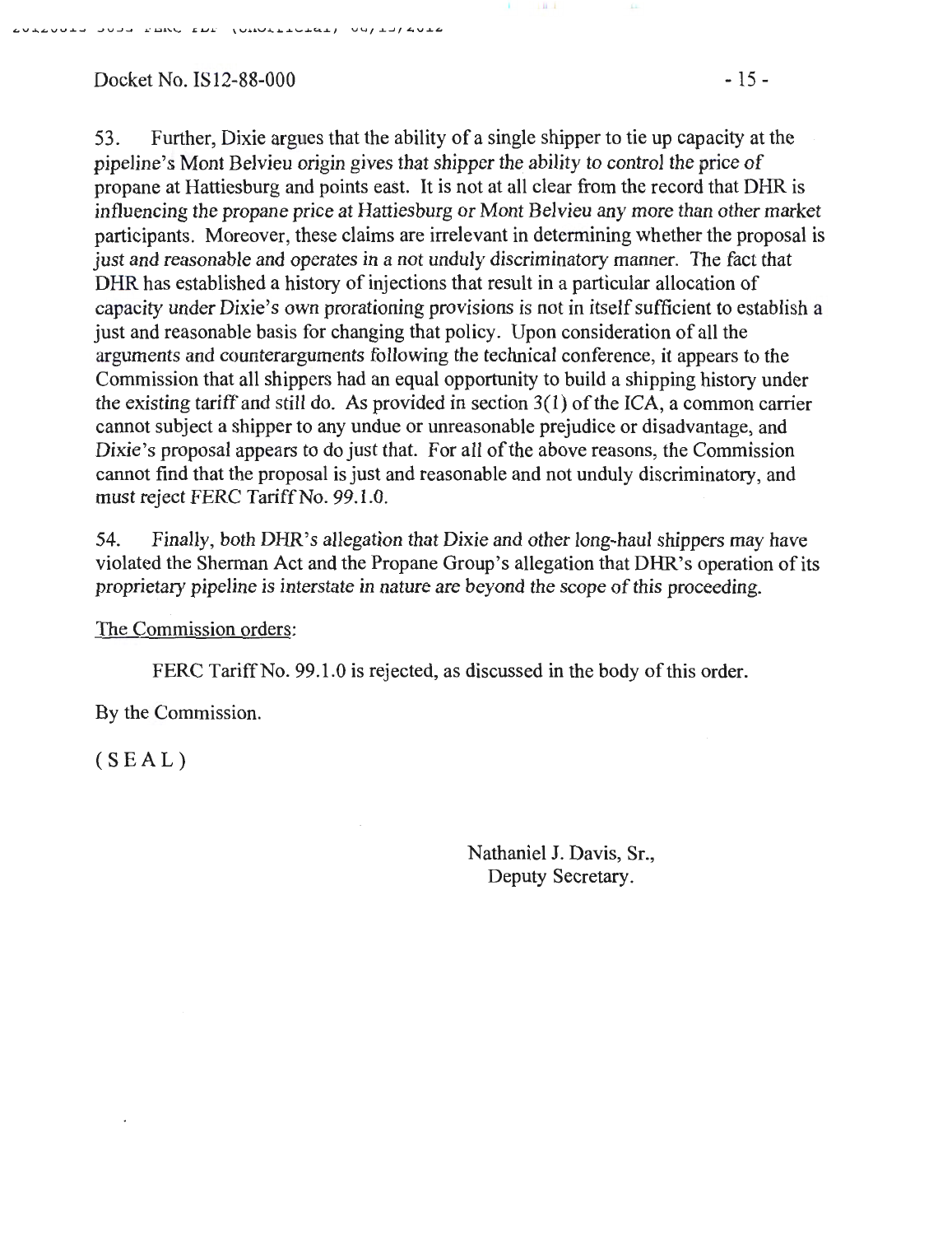53. Further, Dixie argues that the ability of a single shipper to tie up capacity at the pipeline's Mont Belvieu origin gives that shipper the ability to control the price of propane at Hattiesburg and points east. It is not at all clear from the record that DHR is influencing the propane price at Hattiesburg or Mont Belvieu any more than other market participants. Moreover, these claims are irrelevant in determining whether the proposal is just and reasonable and operates in a not unduly discriminatory manner. The fact that DHR has established a history of injections that result in a particular allocation of capacity under Dixie's own prorationing provisions is not in itself sufficient to establish a just and reasonable basis for changing that policy. Upon consideration of all the arguments and counterarguments following the technical conference, it appears to the Commission that all shippers had an equal opportunity to build a shipping history under the existing tariff and still do. As provided in section 3(1) of the ICA, a common carrier cannot subject a shipper to any undue or unreasonable prejudice or disadvantage, and Dixie's proposal appears to do just that. For all of the above reasons, the Commission cannot find that the proposal is just and reasonable and not unduly discriminatory, and must reject FERC Tariff No. 99.1.0.

54. Finally, both DHR's allegation that Dixie and other long-haul shippers may have violated the Sherman Act and the Propane Group's allegation that DHR's operation of its proprietary pipeline is interstate in nature are beyond the scope of this proceeding.

The Commission orders:

FERC Tariff No. 99.1.0 is rejected, as discussed in the body of this order.

By the Commission.

( S E A L )

Nathaniel J. Davis, Sr.,
Deputy Secretary.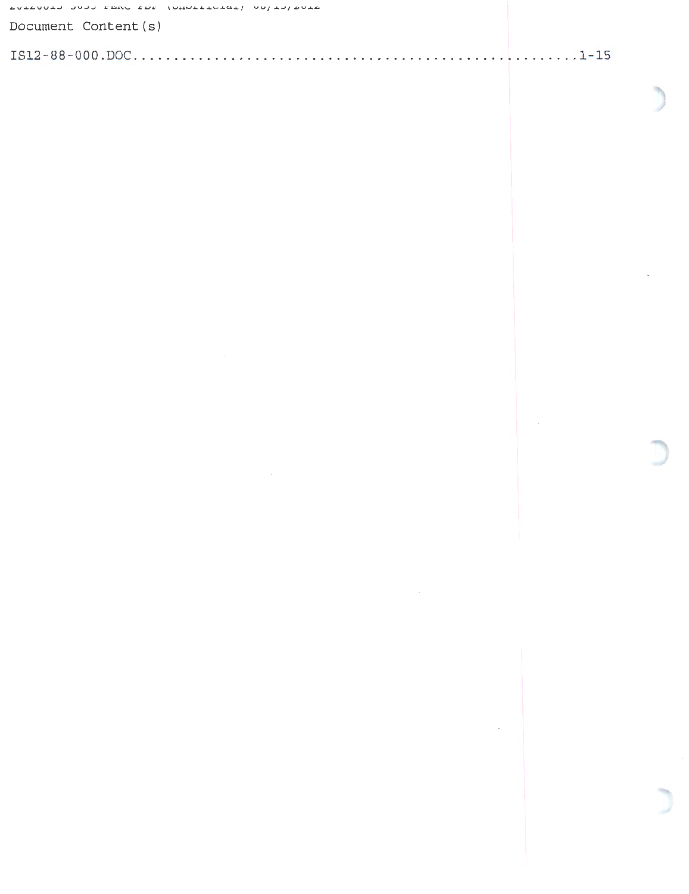Document Content(s)

IS12-88-000.DOC.......................................................1-15